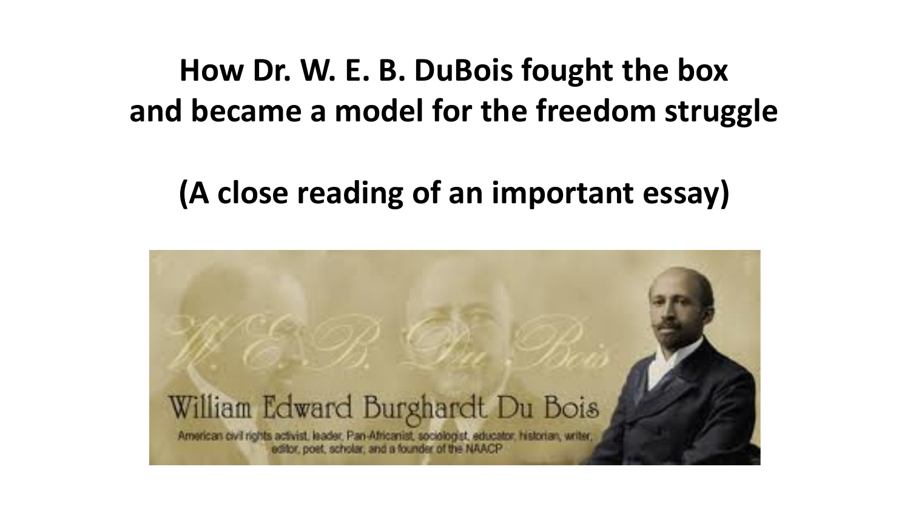# How Dr. W. E. B. DuBois fought the box and became a model for the freedom struggle

## (A close reading of an important essay)

W. E. B. Du Bois

William Edward Burghardt Du Bois

American civil rights activist, leader, Pan-Africanist, sociologist, educator, historian, writer, editor, poet, scholar, and a founder of the NAACP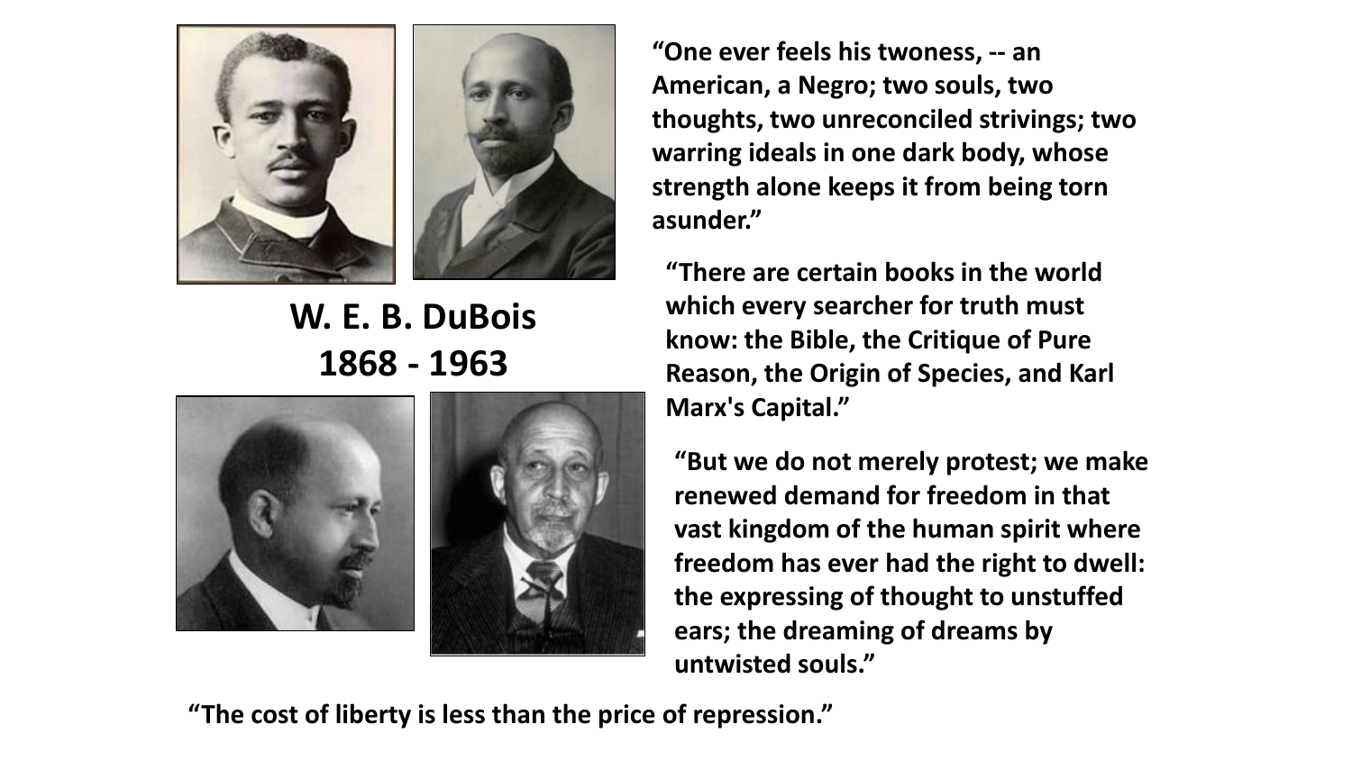## W. E. B. DuBois
## 1868 - 1963

**"One ever feels his twoness, -- an American, a Negro; two souls, two thoughts, two unreconciled strivings; two warring ideals in one dark body, whose strength alone keeps it from being torn asunder."**

**"There are certain books in the world which every searcher for truth must know: the Bible, the Critique of Pure Reason, the Origin of Species, and Karl Marx's Capital."**

**"But we do not merely protest; we make renewed demand for freedom in that vast kingdom of the human spirit where freedom has ever had the right to dwell: the expressing of thought to unstuffed ears; the dreaming of dreams by untwisted souls."**

**"The cost of liberty is less than the price of repression."**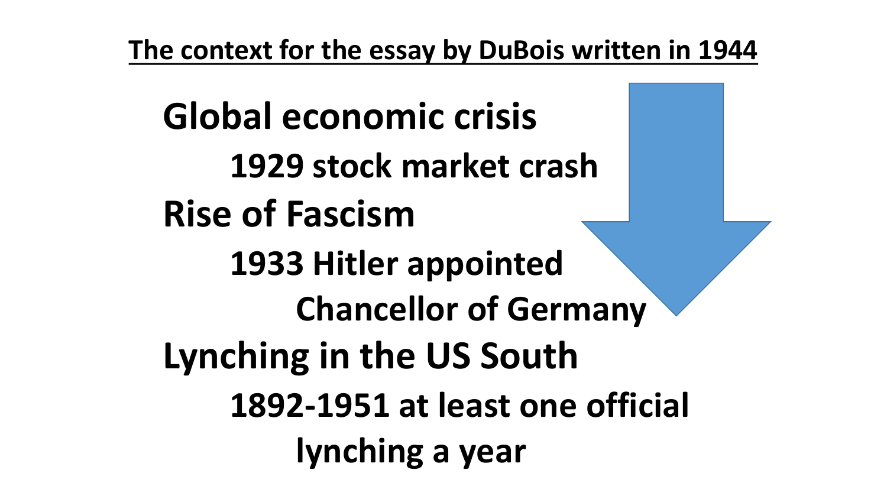## The context for the essay by DuBois written in 1944

**Global economic crisis**

- **1929 stock market crash**

**Rise of Fascism**

- **1933 Hitler appointed Chancellor of Germany**

**Lynching in the US South**

- **1892-1951 at least one official lynching a year**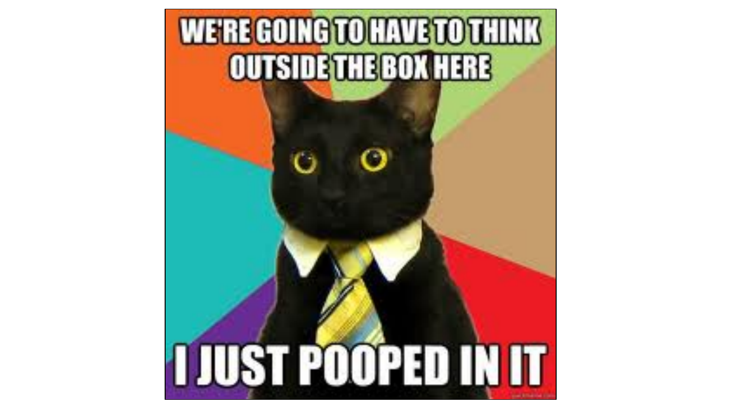WE'RE GOING TO HAVE TO THINK OUTSIDE THE BOX HERE

I JUST POOPED IN IT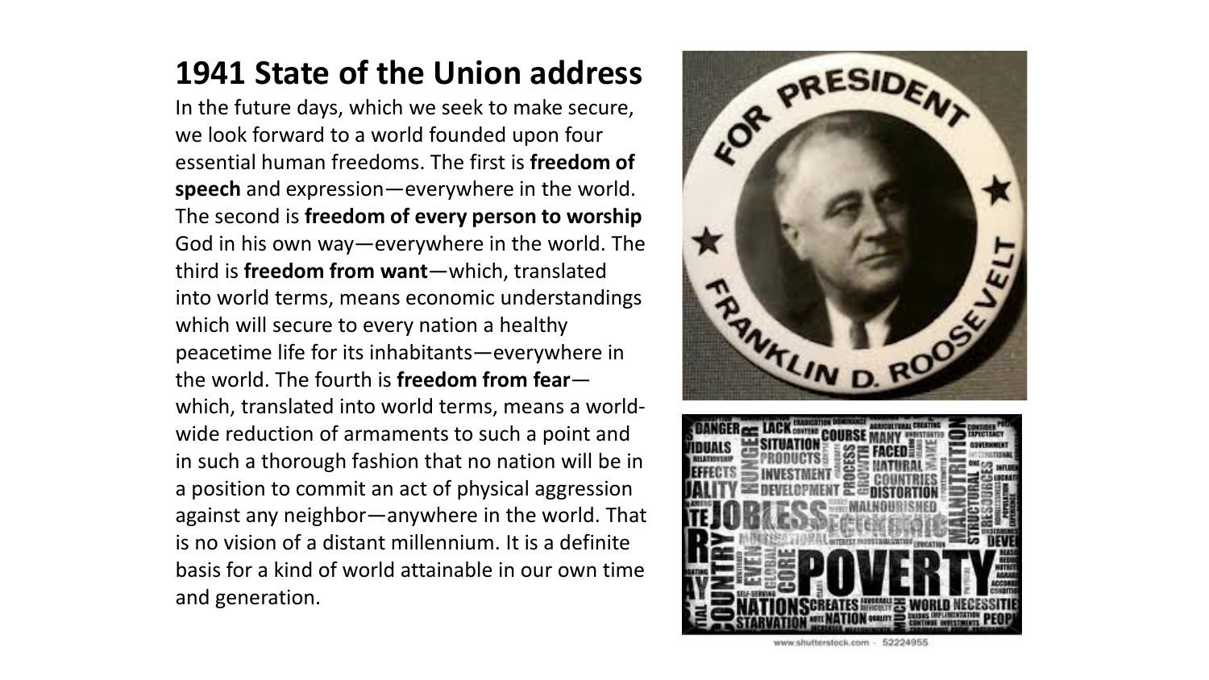## 1941 State of the Union address

In the future days, which we seek to make secure, we look forward to a world founded upon four essential human freedoms. The first is **freedom of speech** and expression—everywhere in the world. The second is **freedom of every person to worship** God in his own way—everywhere in the world. The third is **freedom from want**—which, translated into world terms, means economic understandings which will secure to every nation a healthy peacetime life for its inhabitants—everywhere in the world. The fourth is **freedom from fear**—which, translated into world terms, means a world-wide reduction of armaments to such a point and in such a thorough fashion that no nation will be in a position to commit an act of physical aggression against any neighbor—anywhere in the world. That is no vision of a distant millennium. It is a definite basis for a kind of world attainable in our own time and generation.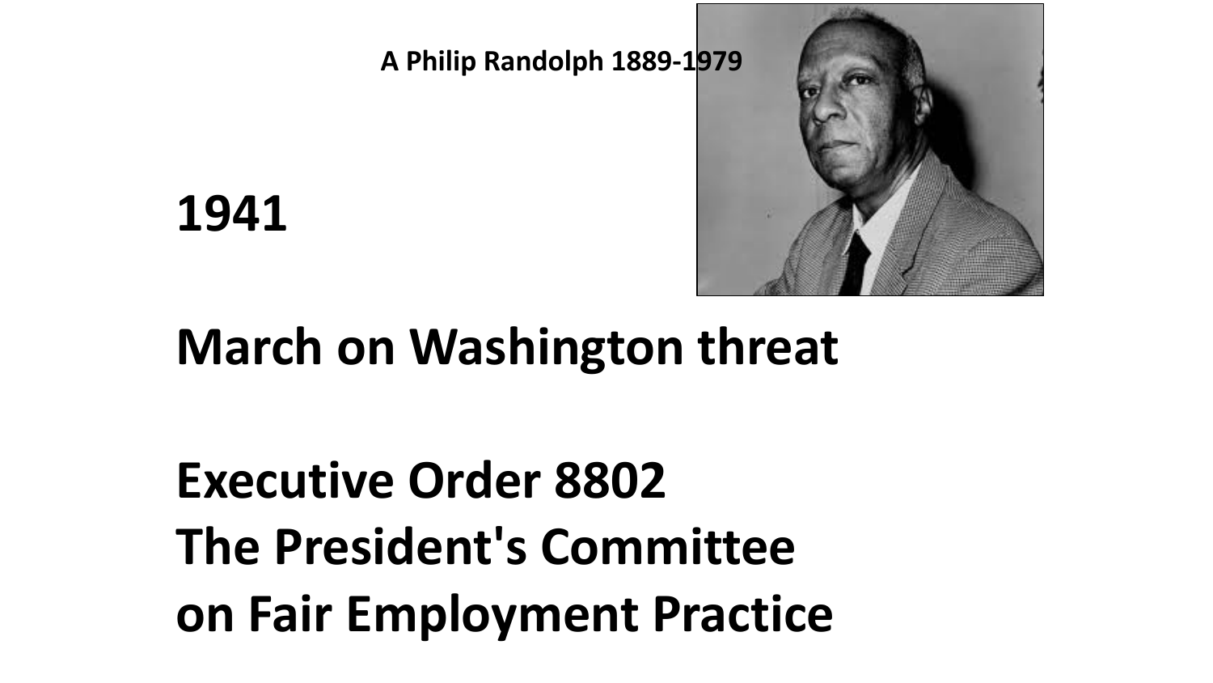A Philip Randolph 1889-1979

**1941**

**March on Washington threat**

**Executive Order 8802**
**The President's Committee**
**on Fair Employment Practice**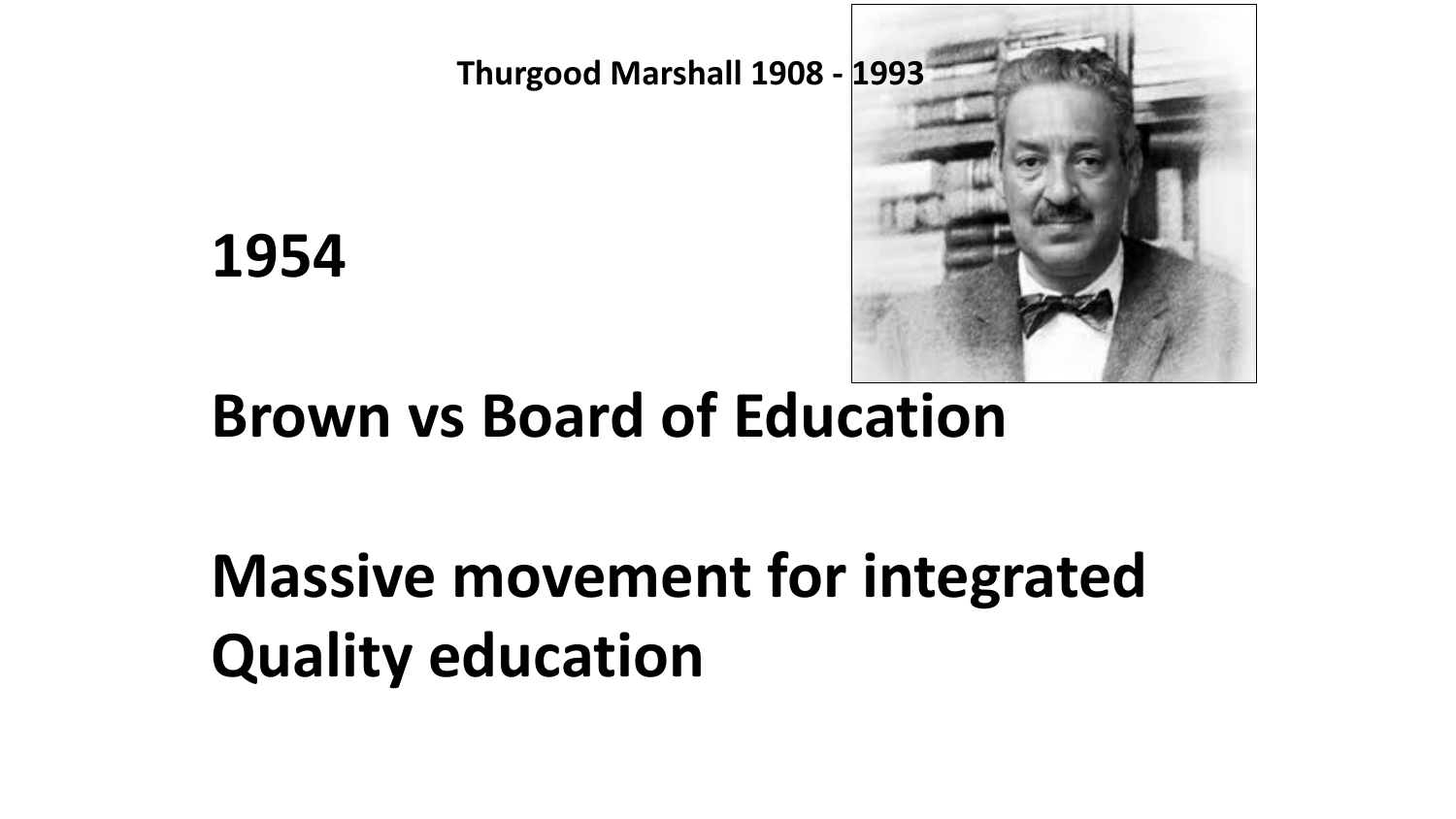Thurgood Marshall 1908 - 1993

# 1954

# Brown vs Board of Education

# Massive movement for integrated Quality education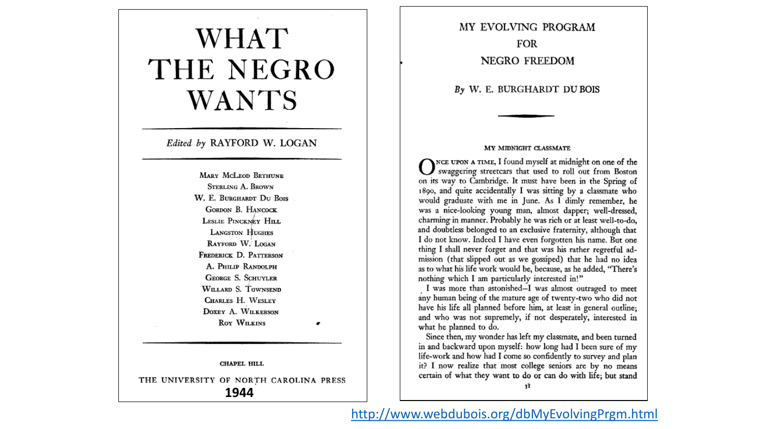# WHAT THE NEGRO WANTS

*Edited by* RAYFORD W. LOGAN

MARY MCLEOD BETHUNE
STERLING A. BROWN
W. E. BURGHARDT DU BOIS
GORDON B. HANCOCK
LESLIE PINCKNEY HILL
LANGSTON HUGHES
RAYFORD W. LOGAN
FREDERICK D. PATTERSON
A. PHILIP RANDOLPH
GEORGE S. SCHUYLER
WILLARD S. TOWNSEND
CHARLES H. WESLEY
DOXEY A. WILKERSON
ROY WILKINS

CHAPEL HILL

THE UNIVERSITY OF NORTH CAROLINA PRESS

**1944**

## MY EVOLVING PROGRAM FOR NEGRO FREEDOM

*By* W. E. BURGHARDT DU BOIS

### MY MIDNIGHT CLASSMATE

ONCE UPON A TIME, I found myself at midnight on one of the swaggering streetcars that used to roll out from Boston on its way to Cambridge. It must have been in the Spring of 1890, and quite accidentally I was sitting by a classmate who would graduate with me in June. As I dimly remember, he was a nice-looking young man, almost dapper; well-dressed, charming in manner. Probably he was rich or at least well-to-do, and doubtless belonged to an exclusive fraternity, although that I do not know. Indeed I have even forgotten his name. But one thing I shall never forget and that was his rather regretful admission (that slipped out as we gossiped) that he had no idea as to what his life work would be, because, as he added, "There's nothing which I am particularly interested in!"

I was more than astonished--I was almost outraged to meet any human being of the mature age of twenty-two who did not have his life all planned before him, at least in general outline; and who was not supremely, if not desperately, interested in what he planned to do.

Since then, my wonder has left my classmate, and been turned in and backward upon myself: how long had I been sure of my life-work and how had I come so confidently to survey and plan it? I now realize that most college seniors are by no means certain of what they want to do or can do with life; but stand

http://www.webdubois.org/dbMyEvolvingPrgm.html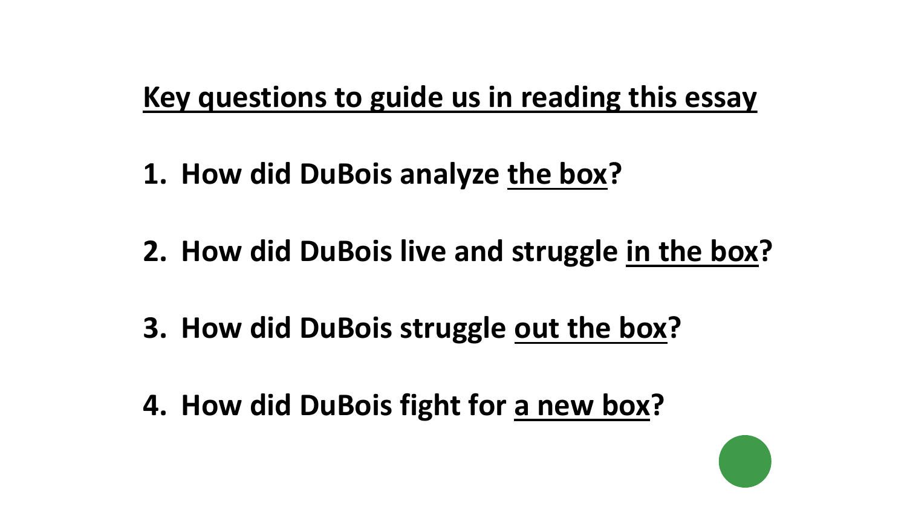## Key questions to guide us in reading this essay

1. **How did DuBois analyze the box?**

2. **How did DuBois live and struggle in the box?**

3. **How did DuBois struggle out the box?**

4. **How did DuBois fight for a new box?**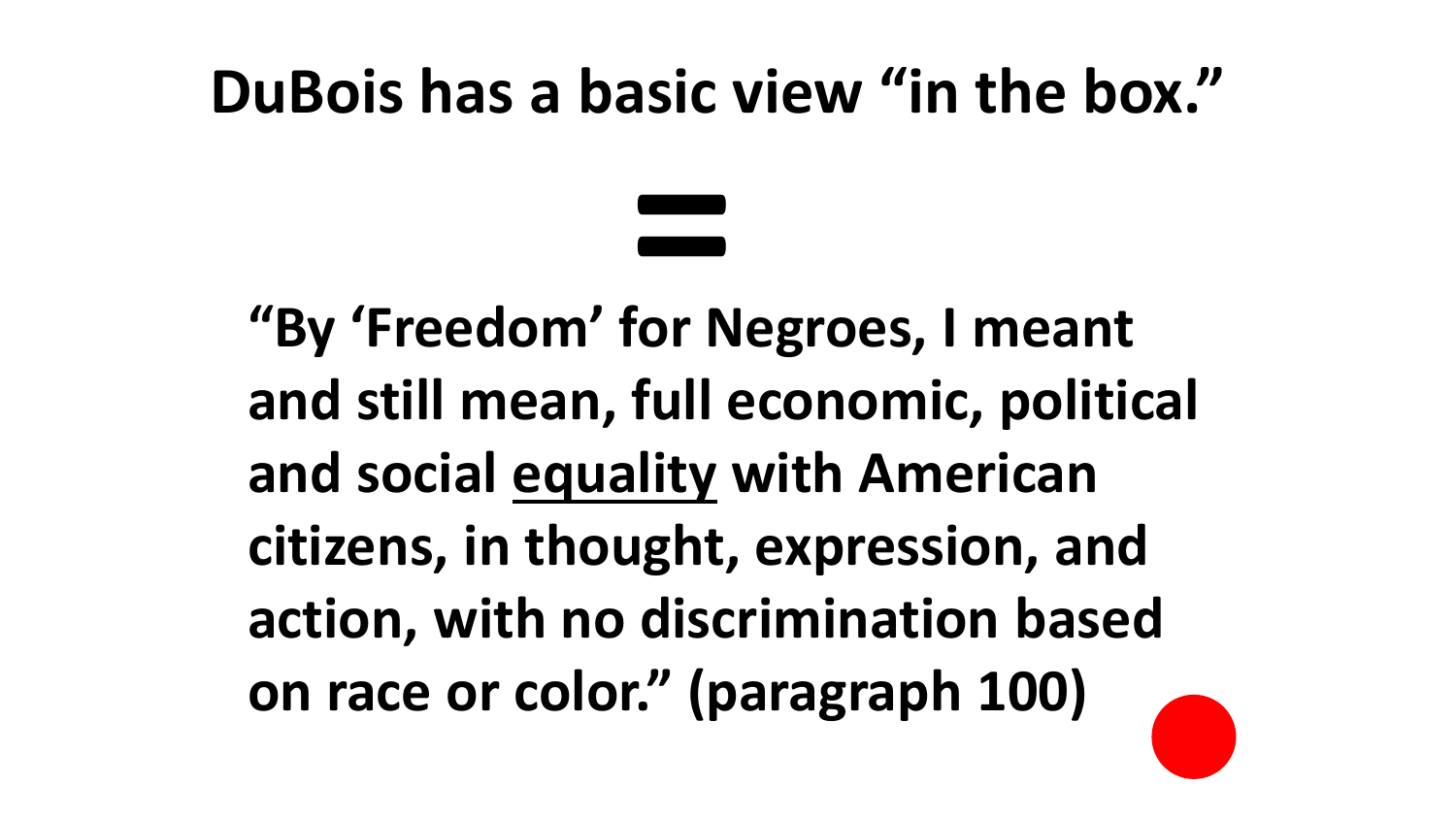# DuBois has a basic view "in the box."

=

**"By 'Freedom' for Negroes, I meant and still mean, full economic, political and social <u>equality</u> with American citizens, in thought, expression, and action, with no discrimination based on race or color." (paragraph 100)**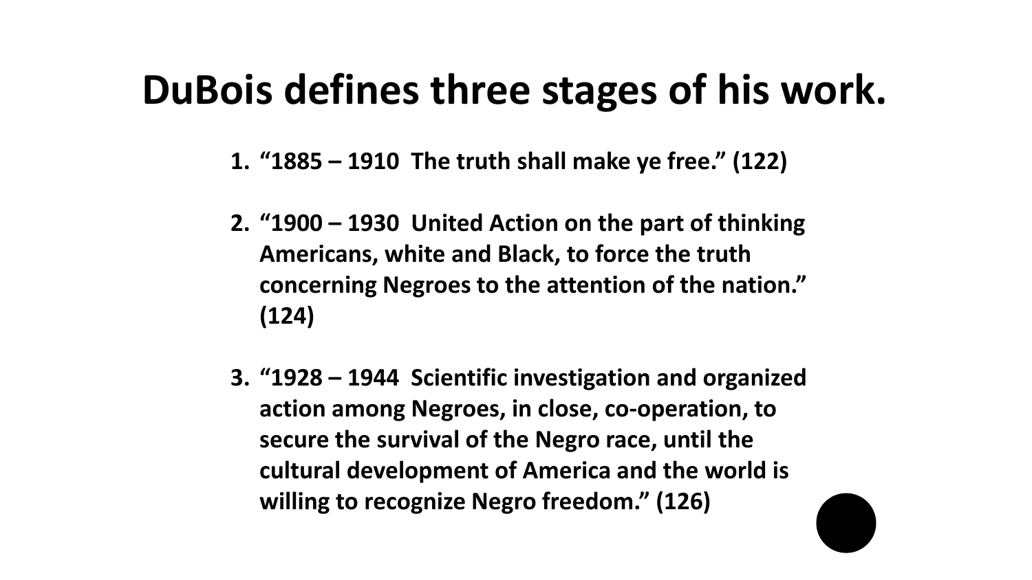# DuBois defines three stages of his work.

1. **"1885 – 1910 The truth shall make ye free." (122)**

2. **"1900 – 1930 United Action on the part of thinking Americans, white and Black, to force the truth concerning Negroes to the attention of the nation." (124)**

3. **"1928 – 1944 Scientific investigation and organized action among Negroes, in close, co-operation, to secure the survival of the Negro race, until the cultural development of America and the world is willing to recognize Negro freedom." (126)**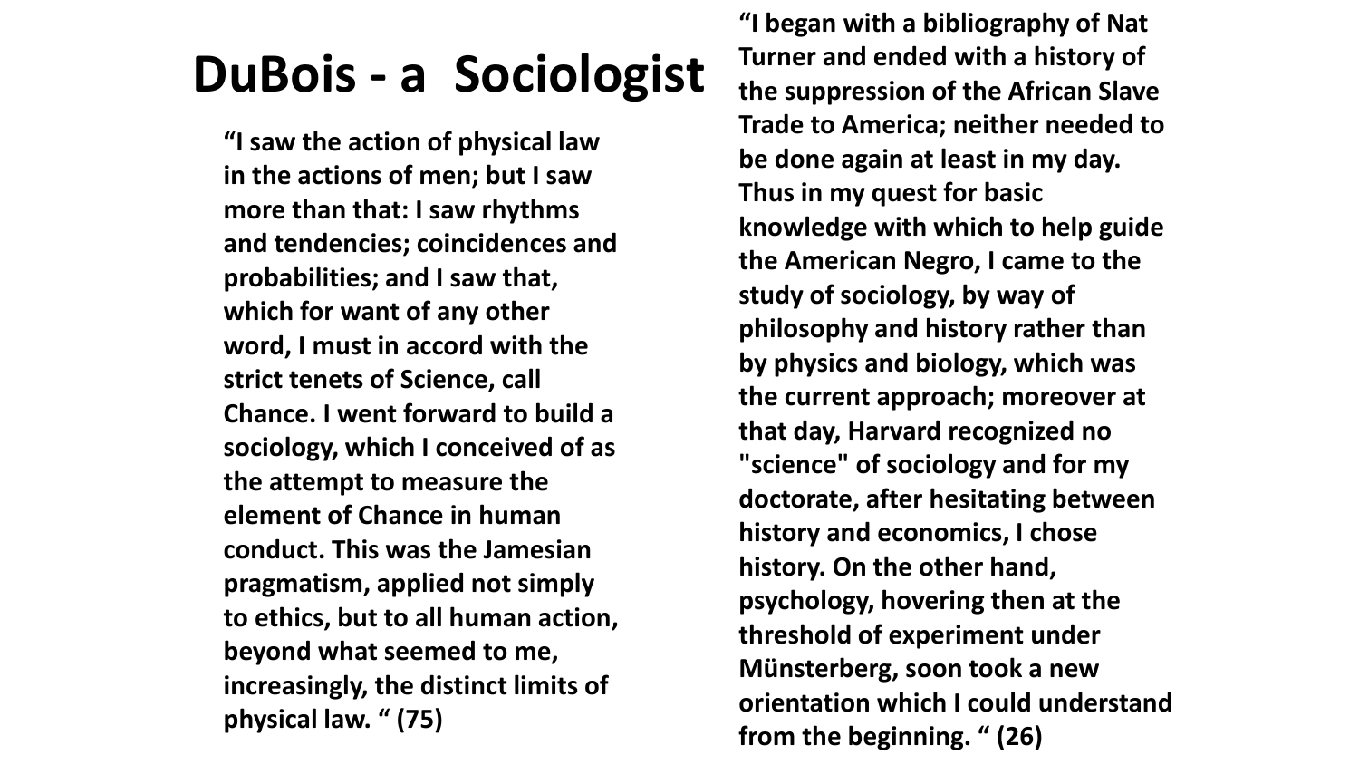# DuBois - a Sociologist

**"I saw the action of physical law in the actions of men; but I saw more than that: I saw rhythms and tendencies; coincidences and probabilities; and I saw that, which for want of any other word, I must in accord with the strict tenets of Science, call Chance. I went forward to build a sociology, which I conceived of as the attempt to measure the element of Chance in human conduct. This was the Jamesian pragmatism, applied not simply to ethics, but to all human action, beyond what seemed to me, increasingly, the distinct limits of physical law. " (75)**

**"I began with a bibliography of Nat Turner and ended with a history of the suppression of the African Slave Trade to America; neither needed to be done again at least in my day. Thus in my quest for basic knowledge with which to help guide the American Negro, I came to the study of sociology, by way of philosophy and history rather than by physics and biology, which was the current approach; moreover at that day, Harvard recognized no "science" of sociology and for my doctorate, after hesitating between history and economics, I chose history. On the other hand, psychology, hovering then at the threshold of experiment under Münsterberg, soon took a new orientation which I could understand from the beginning. " (26)**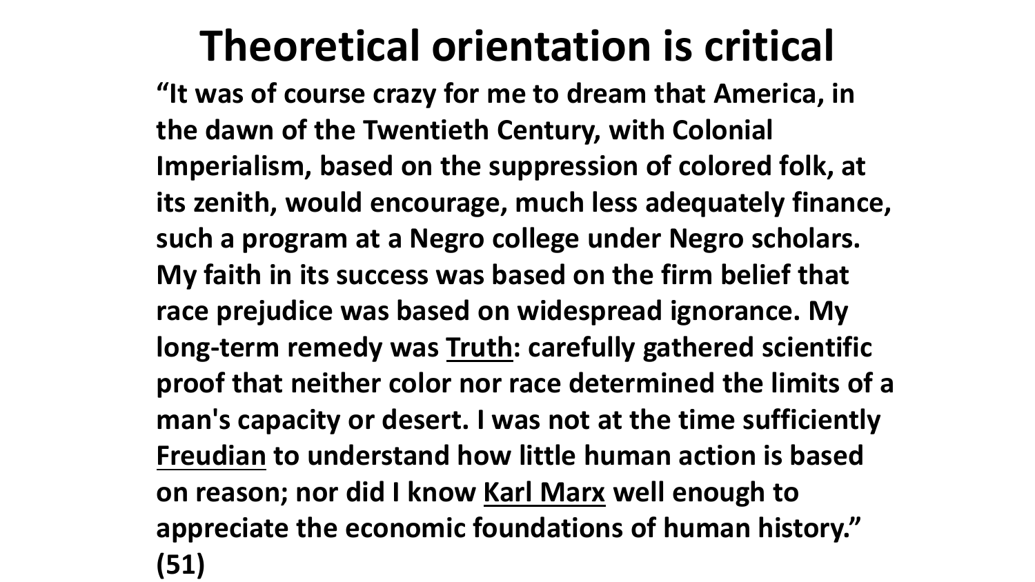# Theoretical orientation is critical

**"It was of course crazy for me to dream that America, in the dawn of the Twentieth Century, with Colonial Imperialism, based on the suppression of colored folk, at its zenith, would encourage, much less adequately finance, such a program at a Negro college under Negro scholars. My faith in its success was based on the firm belief that race prejudice was based on widespread ignorance. My long-term remedy was <u>Truth</u>: carefully gathered scientific proof that neither color nor race determined the limits of a man's capacity or desert. I was not at the time sufficiently <u>Freudian</u> to understand how little human action is based on reason; nor did I know <u>Karl Marx</u> well enough to appreciate the economic foundations of human history." (51)**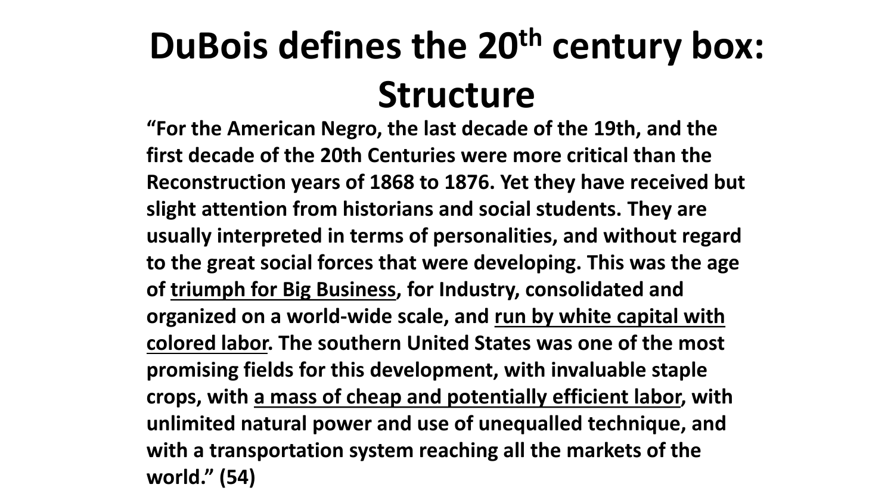# DuBois defines the 20th century box: Structure

**"For the American Negro, the last decade of the 19th, and the first decade of the 20th Centuries were more critical than the Reconstruction years of 1868 to 1876. Yet they have received but slight attention from historians and social students. They are usually interpreted in terms of personalities, and without regard to the great social forces that were developing. This was the age of <u>triumph for Big Business</u>, for Industry, consolidated and organized on a world-wide scale, and <u>run by white capital with colored labor</u>. The southern United States was one of the most promising fields for this development, with invaluable staple crops, with <u>a mass of cheap and potentially efficient labor</u>, with unlimited natural power and use of unequalled technique, and with a transportation system reaching all the markets of the world." (54)**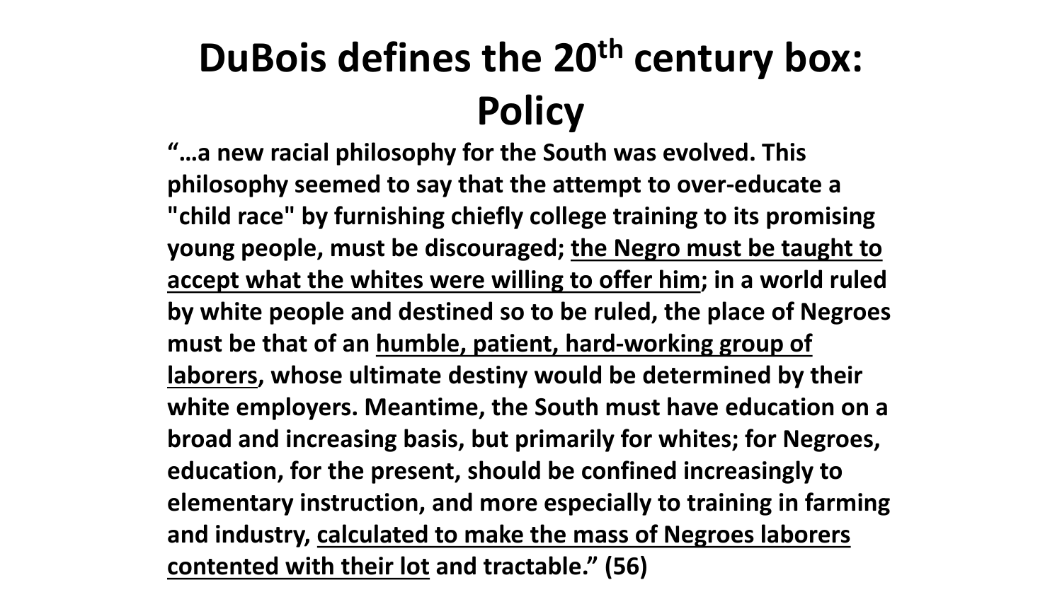# DuBois defines the 20th century box: Policy

**"…a new racial philosophy for the South was evolved. This philosophy seemed to say that the attempt to over-educate a "child race" by furnishing chiefly college training to its promising young people, must be discouraged; <u>the Negro must be taught to accept what the whites were willing to offer him</u>; in a world ruled by white people and destined so to be ruled, the place of Negroes must be that of an <u>humble, patient, hard-working group of laborers</u>, whose ultimate destiny would be determined by their white employers. Meantime, the South must have education on a broad and increasing basis, but primarily for whites; for Negroes, education, for the present, should be confined increasingly to elementary instruction, and more especially to training in farming and industry, <u>calculated to make the mass of Negroes laborers contented with their lot</u> and tractable." (56)**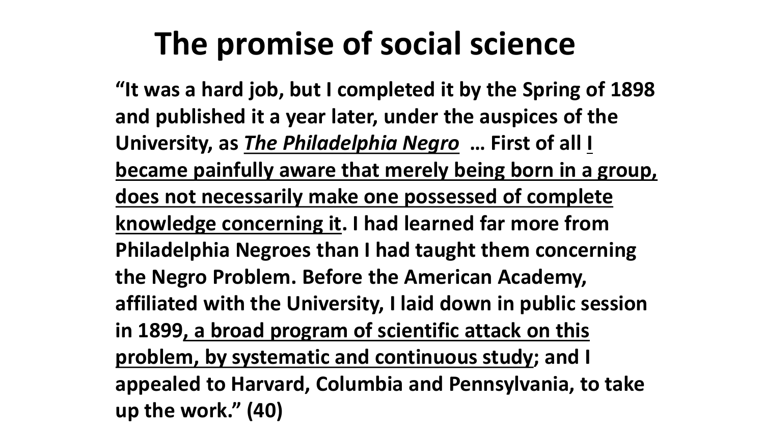# The promise of social science

**"It was a hard job, but I completed it by the Spring of 1898 and published it a year later, under the auspices of the University, as *The Philadelphia Negro* … First of all I became painfully aware that merely being born in a group, does not necessarily make one possessed of complete knowledge concerning it. I had learned far more from Philadelphia Negroes than I had taught them concerning the Negro Problem. Before the American Academy, affiliated with the University, I laid down in public session in 1899, a broad program of scientific attack on this problem, by systematic and continuous study; and I appealed to Harvard, Columbia and Pennsylvania, to take up the work." (40)**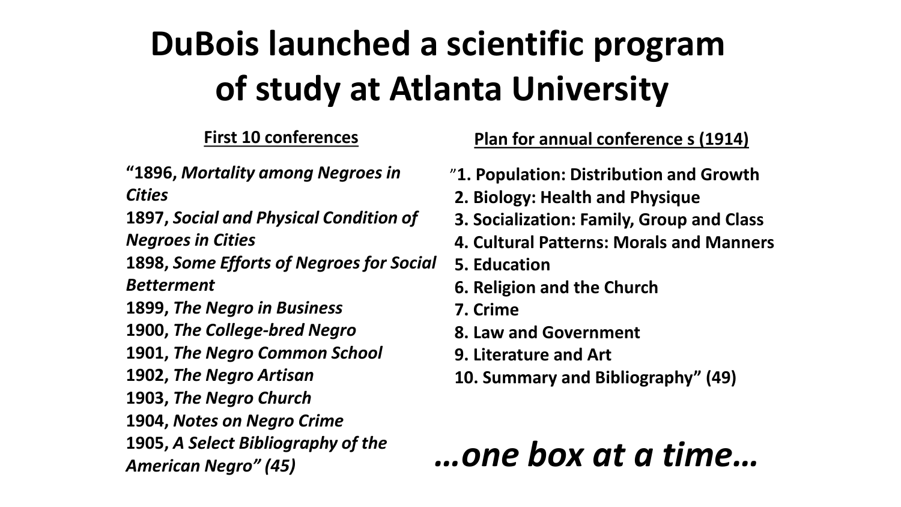# DuBois launched a scientific program of study at Atlanta University

**First 10 conferences**

**"1896, *Mortality among Negroes in Cities***
**1897, *Social and Physical Condition of Negroes in Cities***
**1898, *Some Efforts of Negroes for Social Betterment***
**1899, *The Negro in Business***
**1900, *The College-bred Negro***
**1901, *The Negro Common School***
**1902, *The Negro Artisan***
**1903, *The Negro Church***
**1904, *Notes on Negro Crime***
**1905, *A Select Bibliography of the American Negro" (45)***

**Plan for annual conference s (1914)**

**"1. Population: Distribution and Growth**
**2. Biology: Health and Physique**
**3. Socialization: Family, Group and Class**
**4. Cultural Patterns: Morals and Manners**
**5. Education**
**6. Religion and the Church**
**7. Crime**
**8. Law and Government**
**9. Literature and Art**
**10. Summary and Bibliography" (49)**

***…one box at a time…***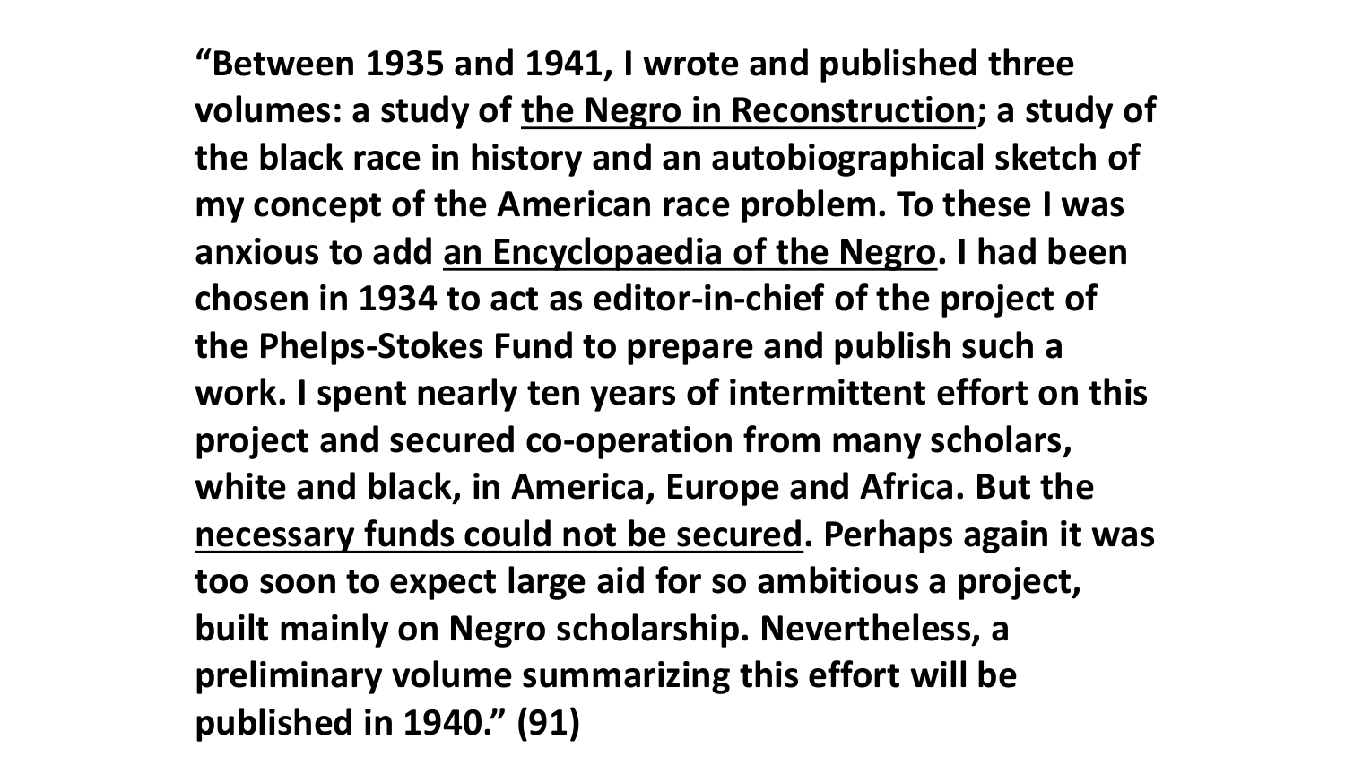**"Between 1935 and 1941, I wrote and published three volumes: a study of <u>the Negro in Reconstruction</u>; a study of the black race in history and an autobiographical sketch of my concept of the American race problem. To these I was anxious to add <u>an Encyclopaedia of the Negro</u>. I had been chosen in 1934 to act as editor-in-chief of the project of the Phelps-Stokes Fund to prepare and publish such a work. I spent nearly ten years of intermittent effort on this project and secured co-operation from many scholars, white and black, in America, Europe and Africa. But the <u>necessary funds could not be secured</u>. Perhaps again it was too soon to expect large aid for so ambitious a project, built mainly on Negro scholarship. Nevertheless, a preliminary volume summarizing this effort will be published in 1940." (91)**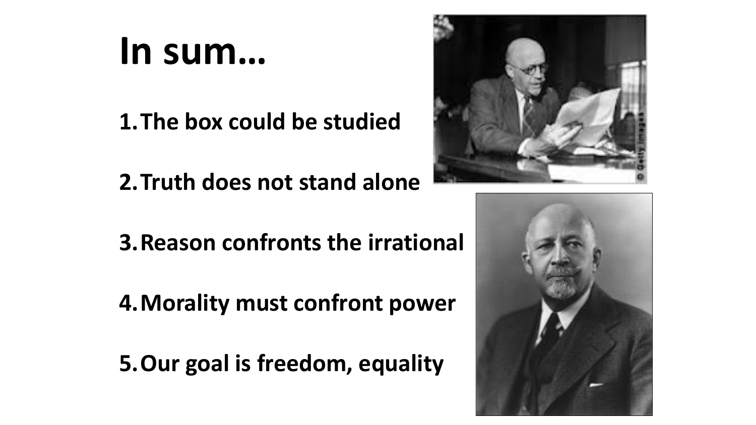# In sum…

1. **The box could be studied**
2. **Truth does not stand alone**
3. **Reason confronts the irrational**
4. **Morality must confront power**
5. **Our goal is freedom, equality**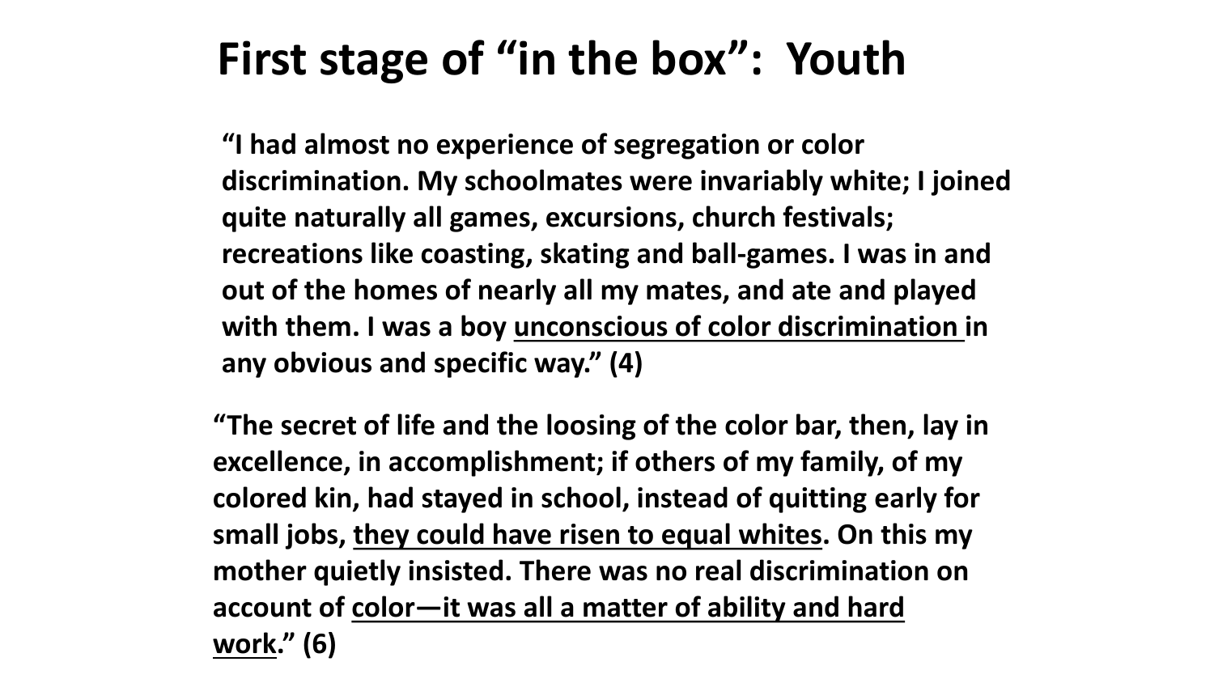# First stage of "in the box": Youth

"I had almost no experience of segregation or color discrimination. My schoolmates were invariably white; I joined quite naturally all games, excursions, church festivals; recreations like coasting, skating and ball-games. I was in and out of the homes of nearly all my mates, and ate and played with them. I was a boy <u>unconscious of color discrimination</u> in any obvious and specific way." (4)

"The secret of life and the loosing of the color bar, then, lay in excellence, in accomplishment; if others of my family, of my colored kin, had stayed in school, instead of quitting early for small jobs, <u>they could have risen to equal whites</u>. On this my mother quietly insisted. There was no real discrimination on account of <u>color—it was all a matter of ability and hard work</u>." (6)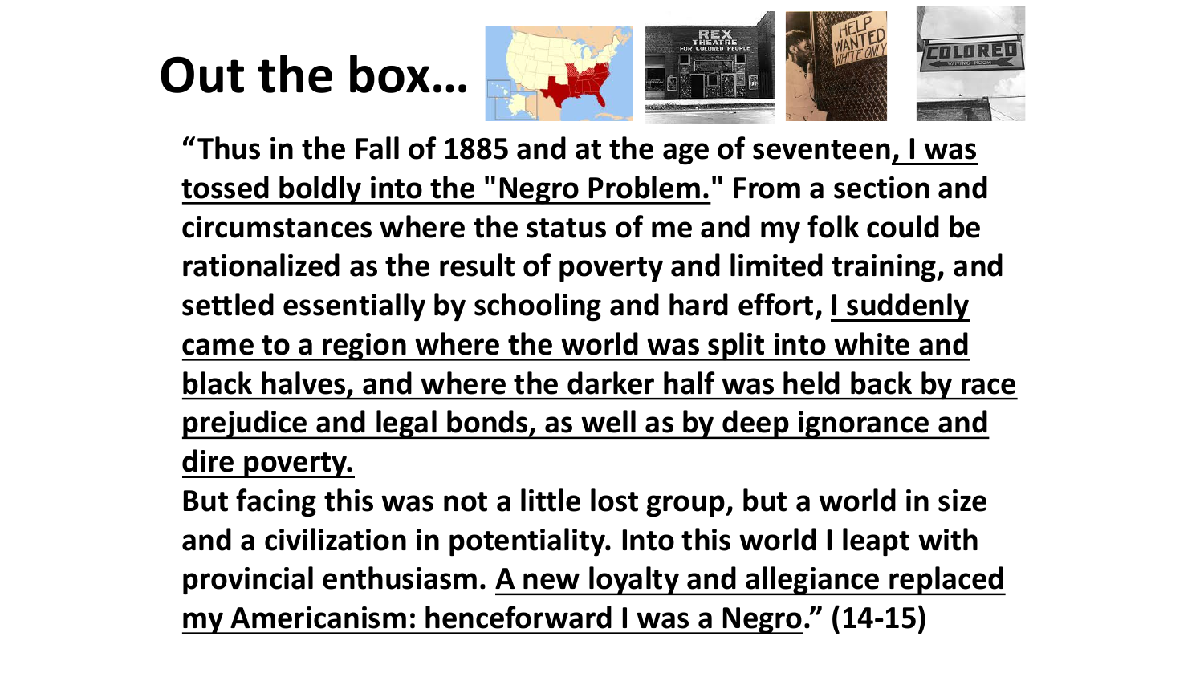# Out the box…

**"Thus in the Fall of 1885 and at the age of seventeen, <u>I was tossed boldly into the "Negro Problem."</u> From a section and circumstances where the status of me and my folk could be rationalized as the result of poverty and limited training, and settled essentially by schooling and hard effort, <u>I suddenly came to a region where the world was split into white and black halves, and where the darker half was held back by race prejudice and legal bonds, as well as by deep ignorance and dire poverty.</u>**

**But facing this was not a little lost group, but a world in size and a civilization in potentiality. Into this world I leapt with provincial enthusiasm. <u>A new loyalty and allegiance replaced my Americanism: henceforward I was a Negro</u>." (14-15)**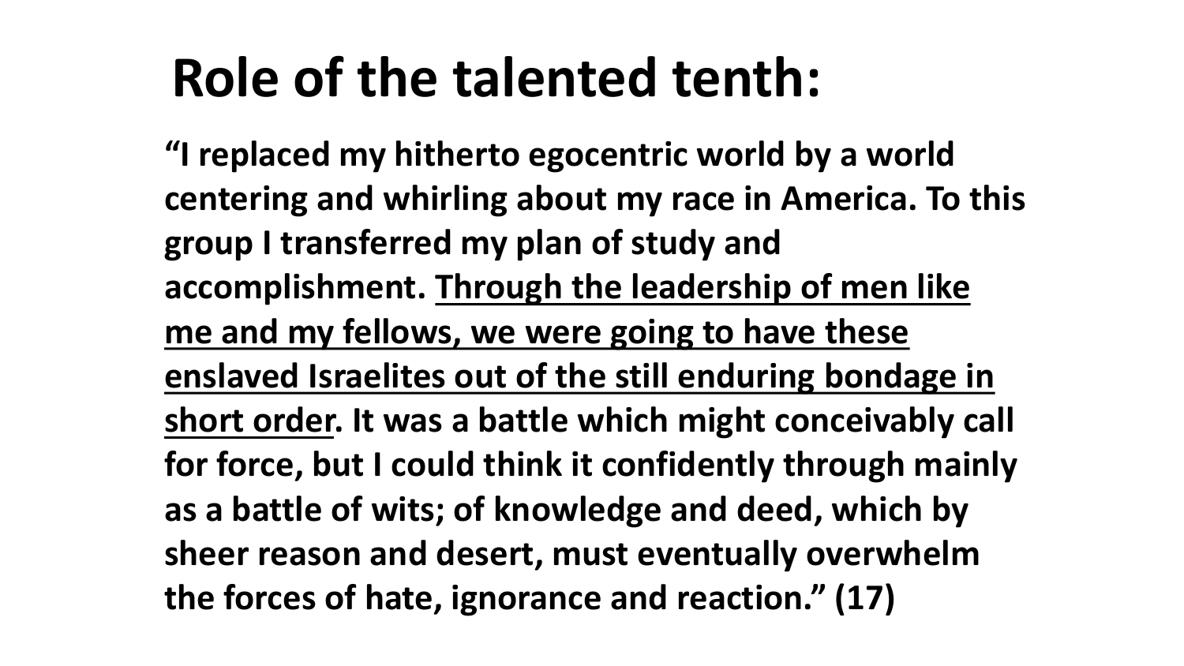# Role of the talented tenth:

**“I replaced my hitherto egocentric world by a world centering and whirling about my race in America. To this group I transferred my plan of study and accomplishment. <u>Through the leadership of men like me and my fellows, we were going to have these enslaved Israelites out of the still enduring bondage in short order</u>. It was a battle which might conceivably call for force, but I could think it confidently through mainly as a battle of wits; of knowledge and deed, which by sheer reason and desert, must eventually overwhelm the forces of hate, ignorance and reaction.” (17)**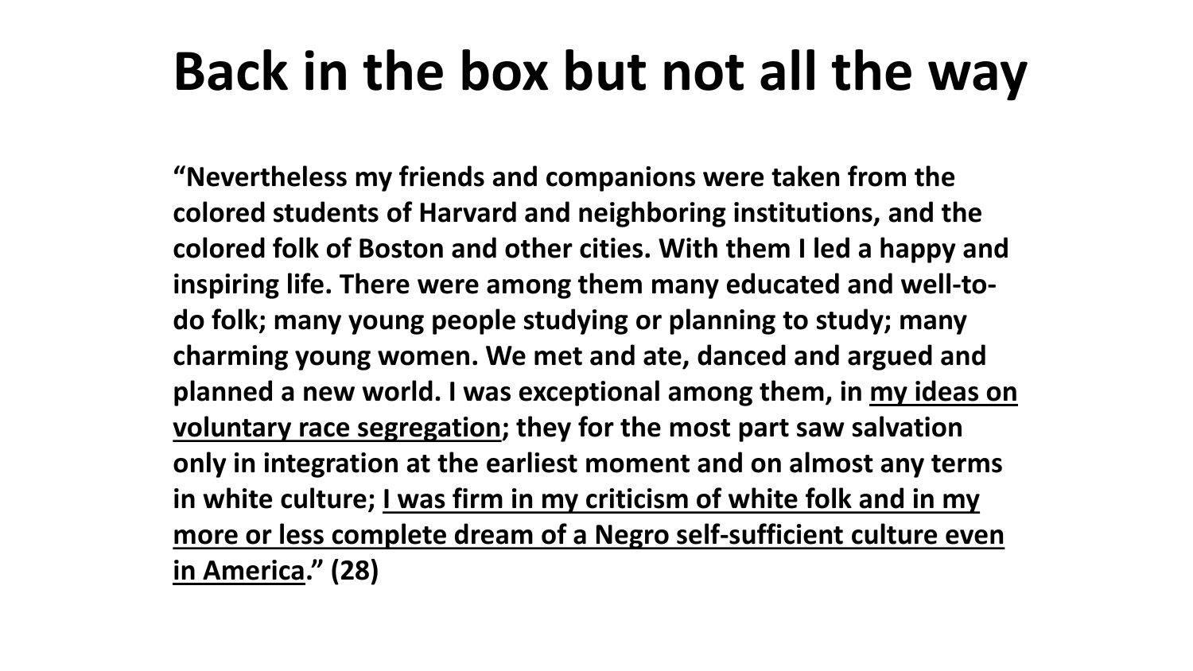# Back in the box but not all the way

**"Nevertheless my friends and companions were taken from the colored students of Harvard and neighboring institutions, and the colored folk of Boston and other cities. With them I led a happy and inspiring life. There were among them many educated and well-to-do folk; many young people studying or planning to study; many charming young women. We met and ate, danced and argued and planned a new world. I was exceptional among them, in <u>my ideas on voluntary race segregation</u>; they for the most part saw salvation only in integration at the earliest moment and on almost any terms in white culture; <u>I was firm in my criticism of white folk and in my more or less complete dream of a Negro self-sufficient culture even in America</u>." (28)**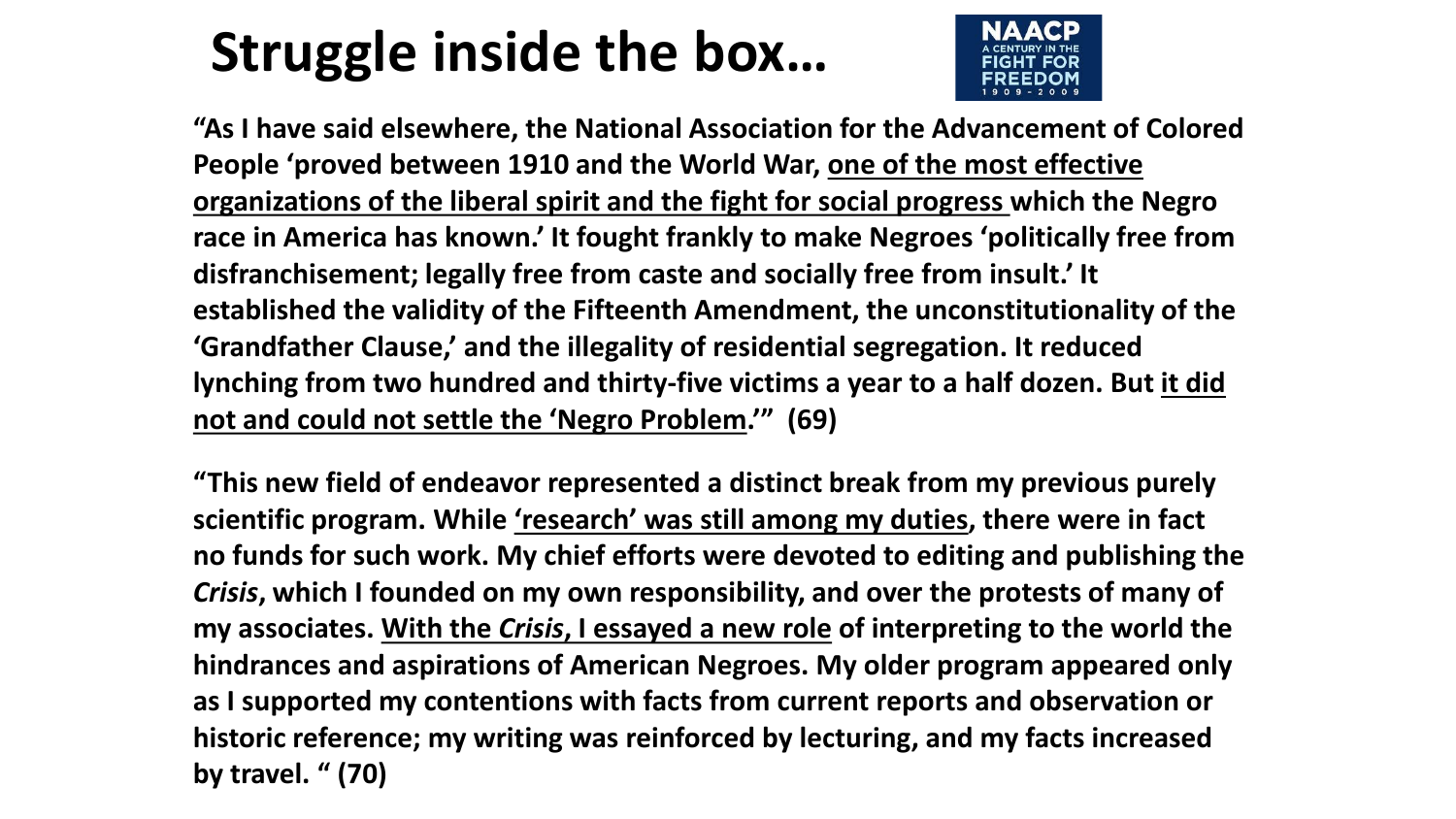# Struggle inside the box…

NAACP A CENTURY IN THE FIGHT FOR FREEDOM 1909 - 2009

**"As I have said elsewhere, the National Association for the Advancement of Colored People 'proved between 1910 and the World War, <u>one of the most effective organizations of the liberal spirit and the fight for social progress</u> which the Negro race in America has known.' It fought frankly to make Negroes 'politically free from disfranchisement; legally free from caste and socially free from insult.' It established the validity of the Fifteenth Amendment, the unconstitutionality of the 'Grandfather Clause,' and the illegality of residential segregation. It reduced lynching from two hundred and thirty-five victims a year to a half dozen. But <u>it did not and could not settle the 'Negro Problem</u>.'" (69)**

**"This new field of endeavor represented a distinct break from my previous purely scientific program. While <u>'research' was still among my duties</u>, there were in fact no funds for such work. My chief efforts were devoted to editing and publishing the *Crisis*, which I founded on my own responsibility, and over the protests of many of my associates. <u>With the *Crisis*, I essayed a new role</u> of interpreting to the world the hindrances and aspirations of American Negroes. My older program appeared only as I supported my contentions with facts from current reports and observation or historic reference; my writing was reinforced by lecturing, and my facts increased by travel. " (70)**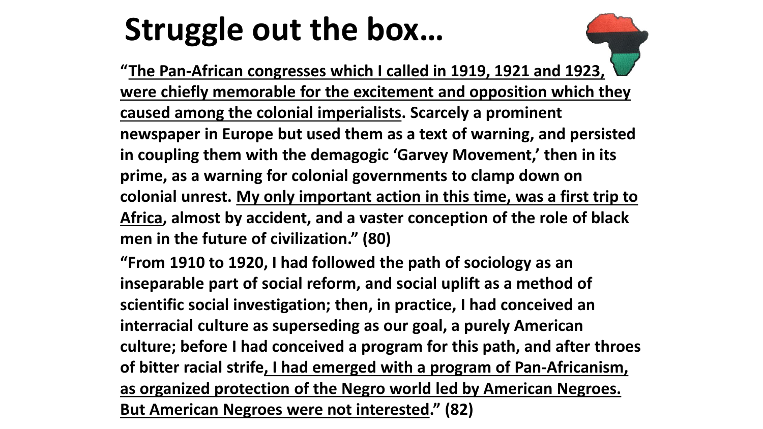# Struggle out the box…

**"The Pan-African congresses which I called in 1919, 1921 and 1923, were chiefly memorable for the excitement and opposition which they caused among the colonial imperialists. Scarcely a prominent newspaper in Europe but used them as a text of warning, and persisted in coupling them with the demagogic 'Garvey Movement,' then in its prime, as a warning for colonial governments to clamp down on colonial unrest. My only important action in this time, was a first trip to Africa, almost by accident, and a vaster conception of the role of black men in the future of civilization." (80)**

**"From 1910 to 1920, I had followed the path of sociology as an inseparable part of social reform, and social uplift as a method of scientific social investigation; then, in practice, I had conceived an interracial culture as superseding as our goal, a purely American culture; before I had conceived a program for this path, and after throes of bitter racial strife, I had emerged with a program of Pan-Africanism, as organized protection of the Negro world led by American Negroes. But American Negroes were not interested." (82)**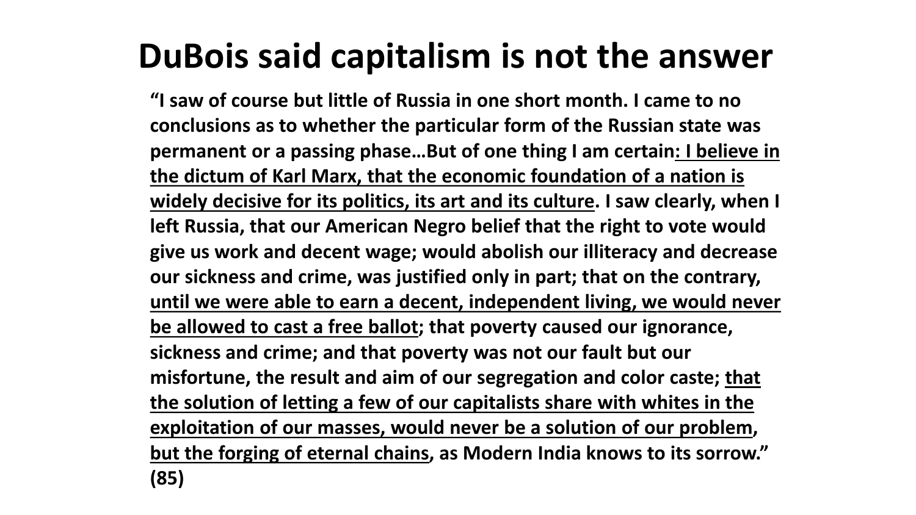# DuBois said capitalism is not the answer

**"I saw of course but little of Russia in one short month. I came to no conclusions as to whether the particular form of the Russian state was permanent or a passing phase…But of one thing I am certain<u>: I believe in the dictum of Karl Marx, that the economic foundation of a nation is widely decisive for its politics, its art and its culture</u>. I saw clearly, when I left Russia, that our American Negro belief that the right to vote would give us work and decent wage; would abolish our illiteracy and decrease our sickness and crime, was justified only in part; that on the contrary, <u>until we were able to earn a decent, independent living, we would never be allowed to cast a free ballot</u>; that poverty caused our ignorance, sickness and crime; and that poverty was not our fault but our misfortune, the result and aim of our segregation and color caste; <u>that the solution of letting a few of our capitalists share with whites in the exploitation of our masses, would never be a solution of our problem</u>, <u>but the forging of eternal chains</u>, as Modern India knows to its sorrow." (85)**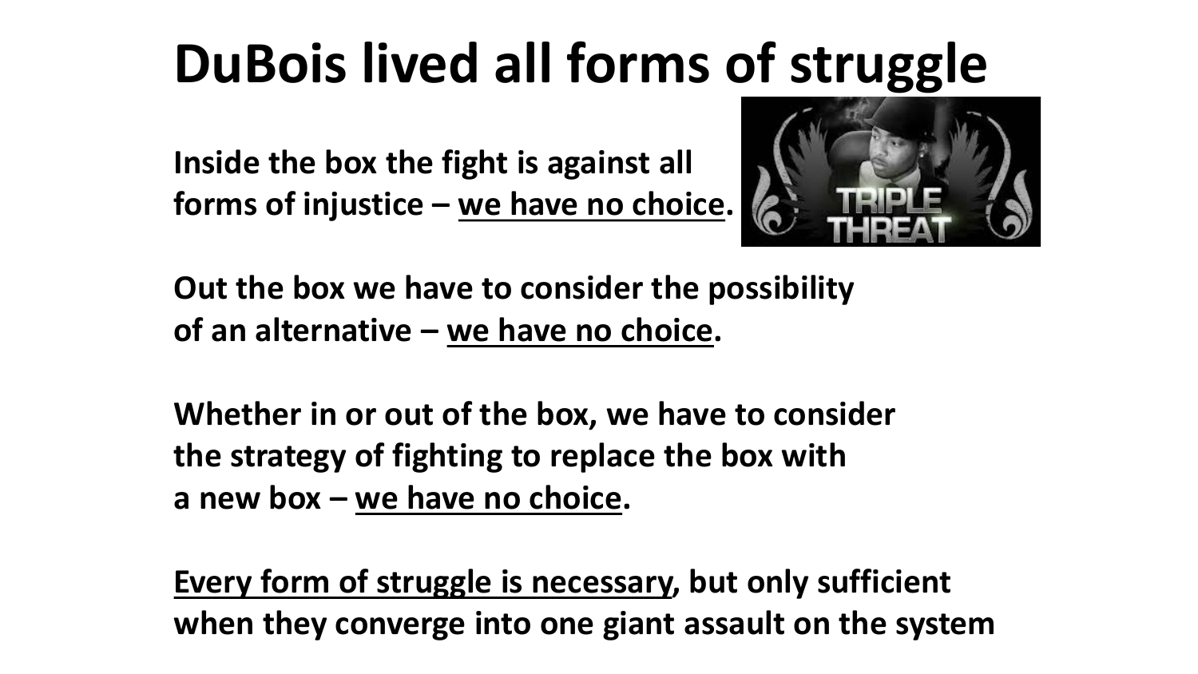# DuBois lived all forms of struggle

**Inside the box the fight is against all forms of injustice – we have no choice.**

**Out the box we have to consider the possibility of an alternative – we have no choice.**

**Whether in or out of the box, we have to consider the strategy of fighting to replace the box with a new box – we have no choice.**

**Every form of struggle is necessary, but only sufficient when they converge into one giant assault on the system**